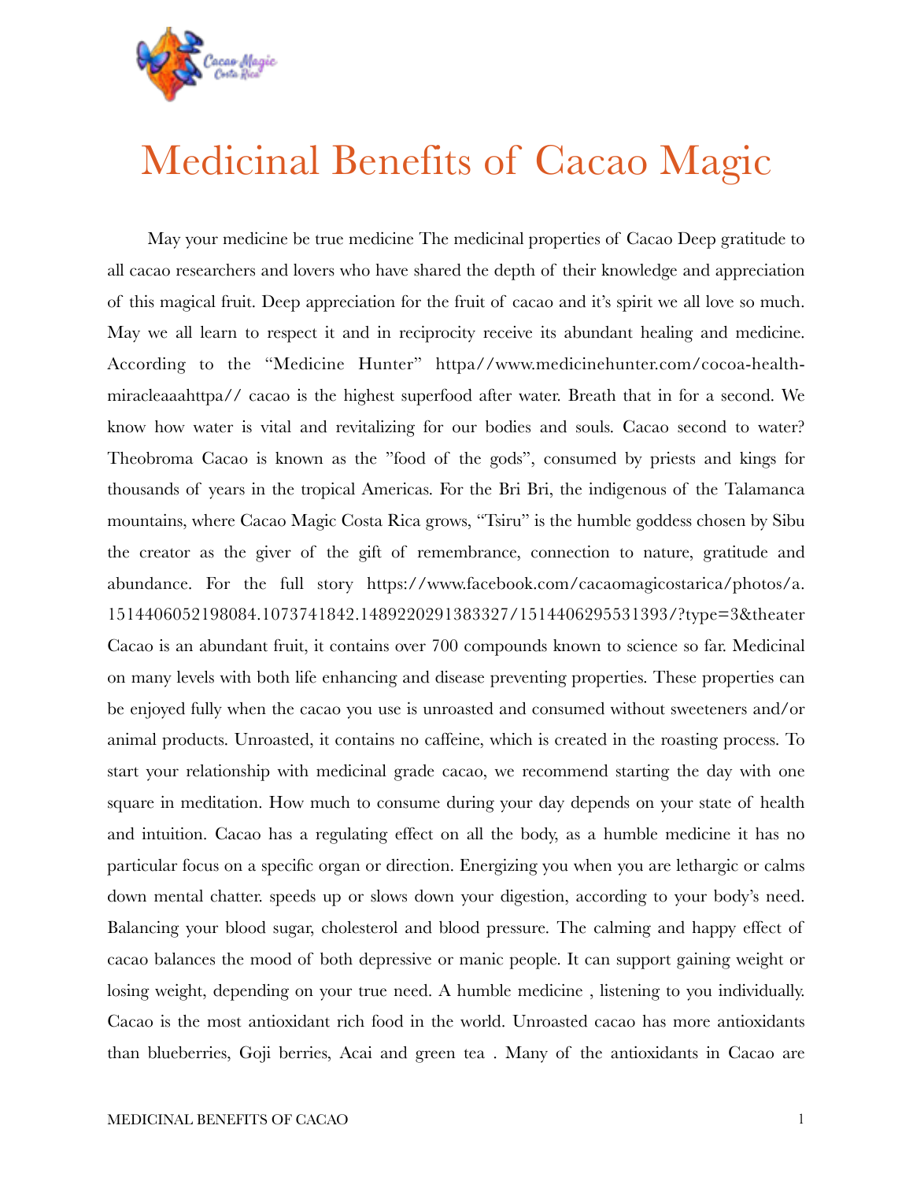# Medicinal Benefits of Cacao Magic

May your medicine be true medicine The medicinal properties of Cacao Deep gratitude to all cacao researchers and lovers who have shared the depth of their knowledge and appreciation of this magical fruit. Deep appreciation for the fruit of cacao and it's spirit we all love so much. May we all learn to respect it and in reciprocity receive its abundant healing and medicine. According to the "Medicine Hunter" httpa//www.medicinehunter.com/cocoa-health-miracleaaahttpa// cacao is the highest superfood after water. Breath that in for a second. We know how water is vital and revitalizing for our bodies and souls. Cacao second to water? Theobroma Cacao is known as the "food of the gods", consumed by priests and kings for thousands of years in the tropical Americas. For the Bri Bri, the indigenous of the Talamanca mountains, where Cacao Magic Costa Rica grows, "Tsiru" is the humble goddess chosen by Sibu the creator as the giver of the gift of remembrance, connection to nature, gratitude and abundance. For the full story https://www.facebook.com/cacaomagicostarica/photos/a.1514406052198084.1073741842.1489220291383327/1514406295531393/?type=3&theater Cacao is an abundant fruit, it contains over 700 compounds known to science so far. Medicinal on many levels with both life enhancing and disease preventing properties. These properties can be enjoyed fully when the cacao you use is unroasted and consumed without sweeteners and/or animal products. Unroasted, it contains no caffeine, which is created in the roasting process. To start your relationship with medicinal grade cacao, we recommend starting the day with one square in meditation. How much to consume during your day depends on your state of health and intuition. Cacao has a regulating effect on all the body, as a humble medicine it has no particular focus on a specific organ or direction. Energizing you when you are lethargic or calms down mental chatter. speeds up or slows down your digestion, according to your body's need. Balancing your blood sugar, cholesterol and blood pressure. The calming and happy effect of cacao balances the mood of both depressive or manic people. It can support gaining weight or losing weight, depending on your true need. A humble medicine , listening to you individually. Cacao is the most antioxidant rich food in the world. Unroasted cacao has more antioxidants than blueberries, Goji berries, Acai and green tea . Many of the antioxidants in Cacao are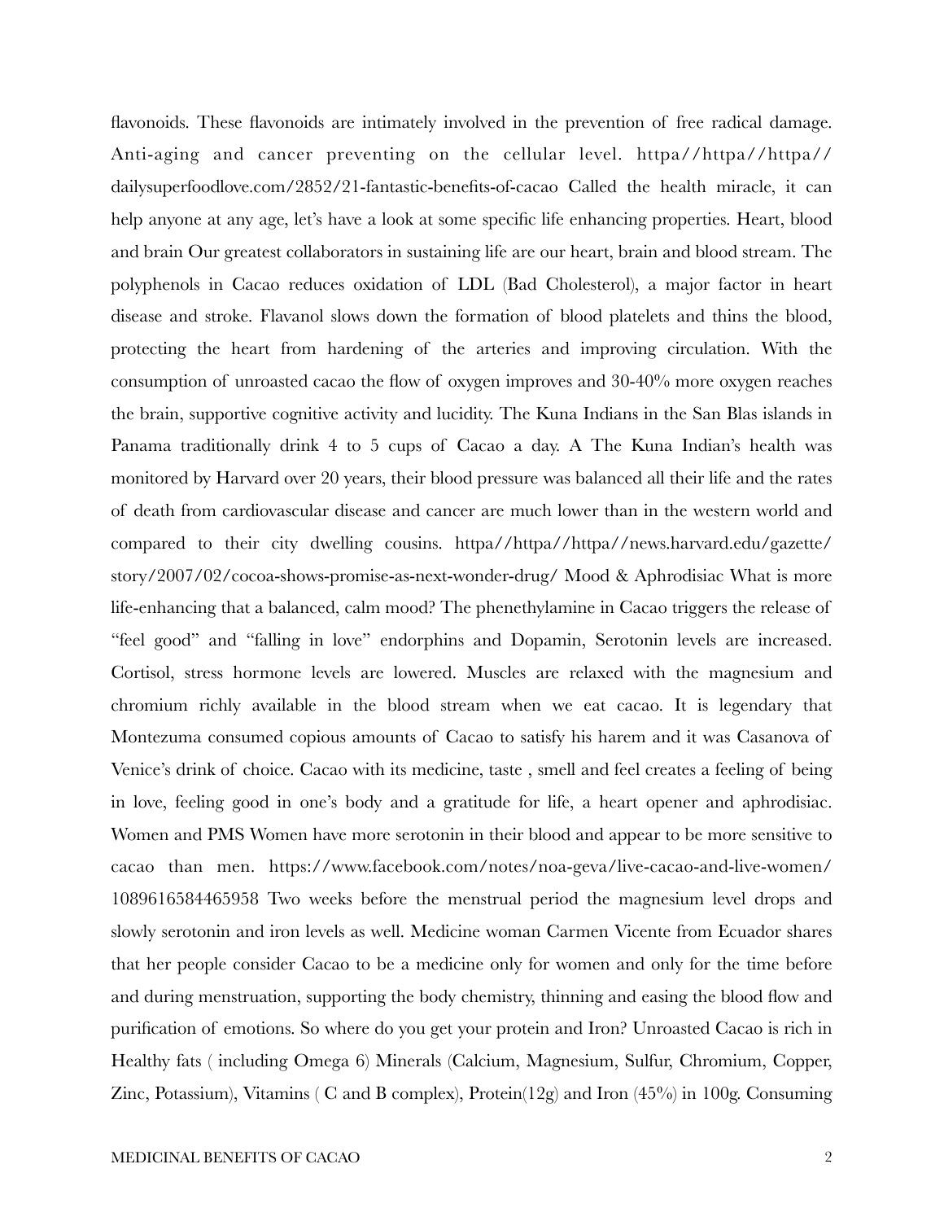flavonoids. These flavonoids are intimately involved in the prevention of free radical damage. Anti-aging and cancer preventing on the cellular level. httpa//httpa//httpa//dailysuperfoodlove.com/2852/21-fantastic-benefits-of-cacao Called the health miracle, it can help anyone at any age, let's have a look at some specific life enhancing properties. Heart, blood and brain Our greatest collaborators in sustaining life are our heart, brain and blood stream. The polyphenols in Cacao reduces oxidation of LDL (Bad Cholesterol), a major factor in heart disease and stroke. Flavanol slows down the formation of blood platelets and thins the blood, protecting the heart from hardening of the arteries and improving circulation. With the consumption of unroasted cacao the flow of oxygen improves and 30-40% more oxygen reaches the brain, supportive cognitive activity and lucidity. The Kuna Indians in the San Blas islands in Panama traditionally drink 4 to 5 cups of Cacao a day. A The Kuna Indian's health was monitored by Harvard over 20 years, their blood pressure was balanced all their life and the rates of death from cardiovascular disease and cancer are much lower than in the western world and compared to their city dwelling cousins. httpa//httpa//httpa//news.harvard.edu/gazette/story/2007/02/cocoa-shows-promise-as-next-wonder-drug/ Mood & Aphrodisiac What is more life-enhancing that a balanced, calm mood? The phenethylamine in Cacao triggers the release of "feel good" and "falling in love" endorphins and Dopamin, Serotonin levels are increased. Cortisol, stress hormone levels are lowered. Muscles are relaxed with the magnesium and chromium richly available in the blood stream when we eat cacao. It is legendary that Montezuma consumed copious amounts of Cacao to satisfy his harem and it was Casanova of Venice's drink of choice. Cacao with its medicine, taste , smell and feel creates a feeling of being in love, feeling good in one's body and a gratitude for life, a heart opener and aphrodisiac. Women and PMS Women have more serotonin in their blood and appear to be more sensitive to cacao than men. https://www.facebook.com/notes/noa-geva/live-cacao-and-live-women/1089616584465958 Two weeks before the menstrual period the magnesium level drops and slowly serotonin and iron levels as well. Medicine woman Carmen Vicente from Ecuador shares that her people consider Cacao to be a medicine only for women and only for the time before and during menstruation, supporting the body chemistry, thinning and easing the blood flow and purification of emotions. So where do you get your protein and Iron? Unroasted Cacao is rich in Healthy fats ( including Omega 6) Minerals (Calcium, Magnesium, Sulfur, Chromium, Copper, Zinc, Potassium), Vitamins ( C and B complex), Protein(12g) and Iron (45%) in 100g. Consuming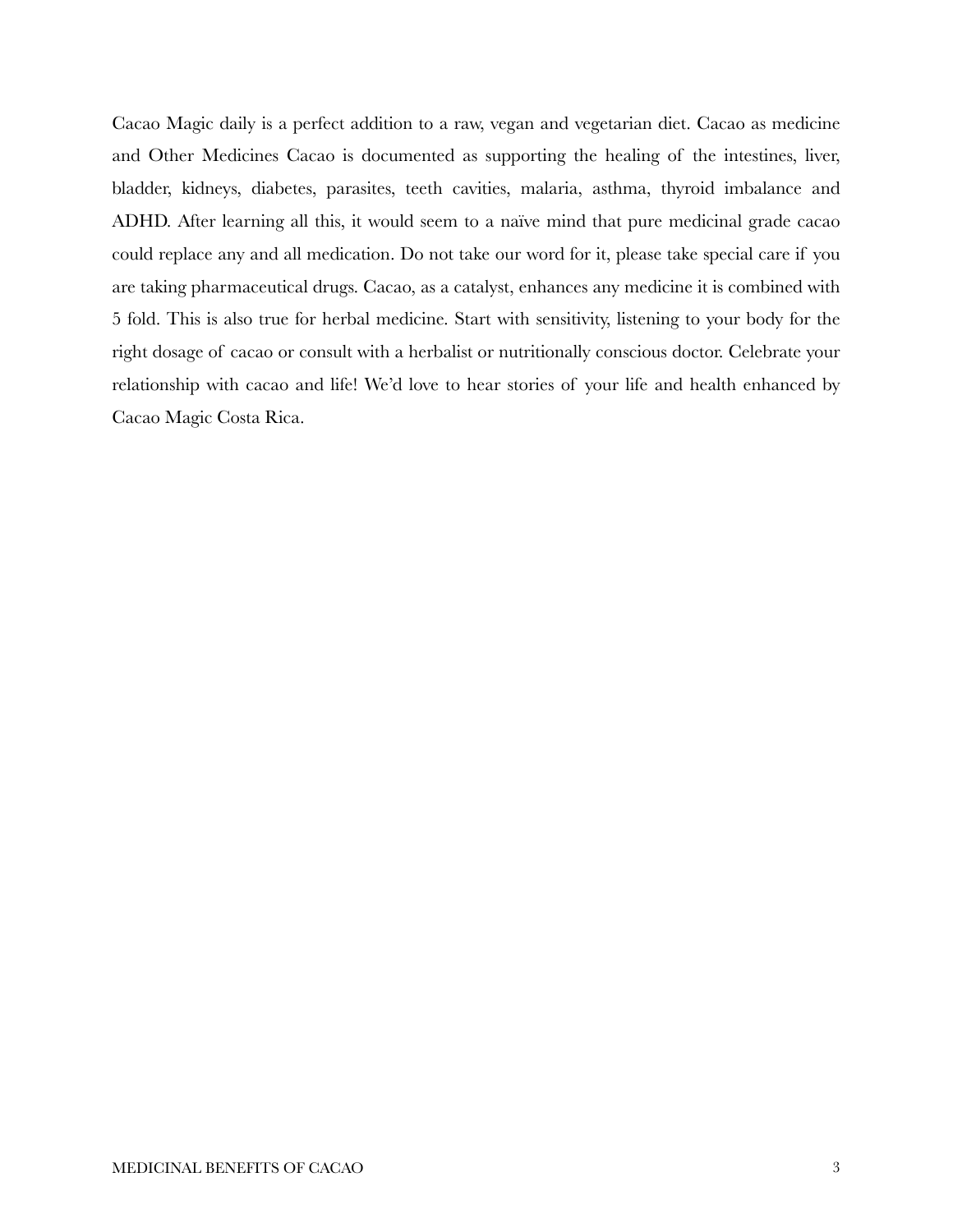Cacao Magic daily is a perfect addition to a raw, vegan and vegetarian diet. Cacao as medicine and Other Medicines Cacao is documented as supporting the healing of the intestines, liver, bladder, kidneys, diabetes, parasites, teeth cavities, malaria, asthma, thyroid imbalance and ADHD. After learning all this, it would seem to a naïve mind that pure medicinal grade cacao could replace any and all medication. Do not take our word for it, please take special care if you are taking pharmaceutical drugs. Cacao, as a catalyst, enhances any medicine it is combined with 5 fold. This is also true for herbal medicine. Start with sensitivity, listening to your body for the right dosage of cacao or consult with a herbalist or nutritionally conscious doctor. Celebrate your relationship with cacao and life! We'd love to hear stories of your life and health enhanced by Cacao Magic Costa Rica.